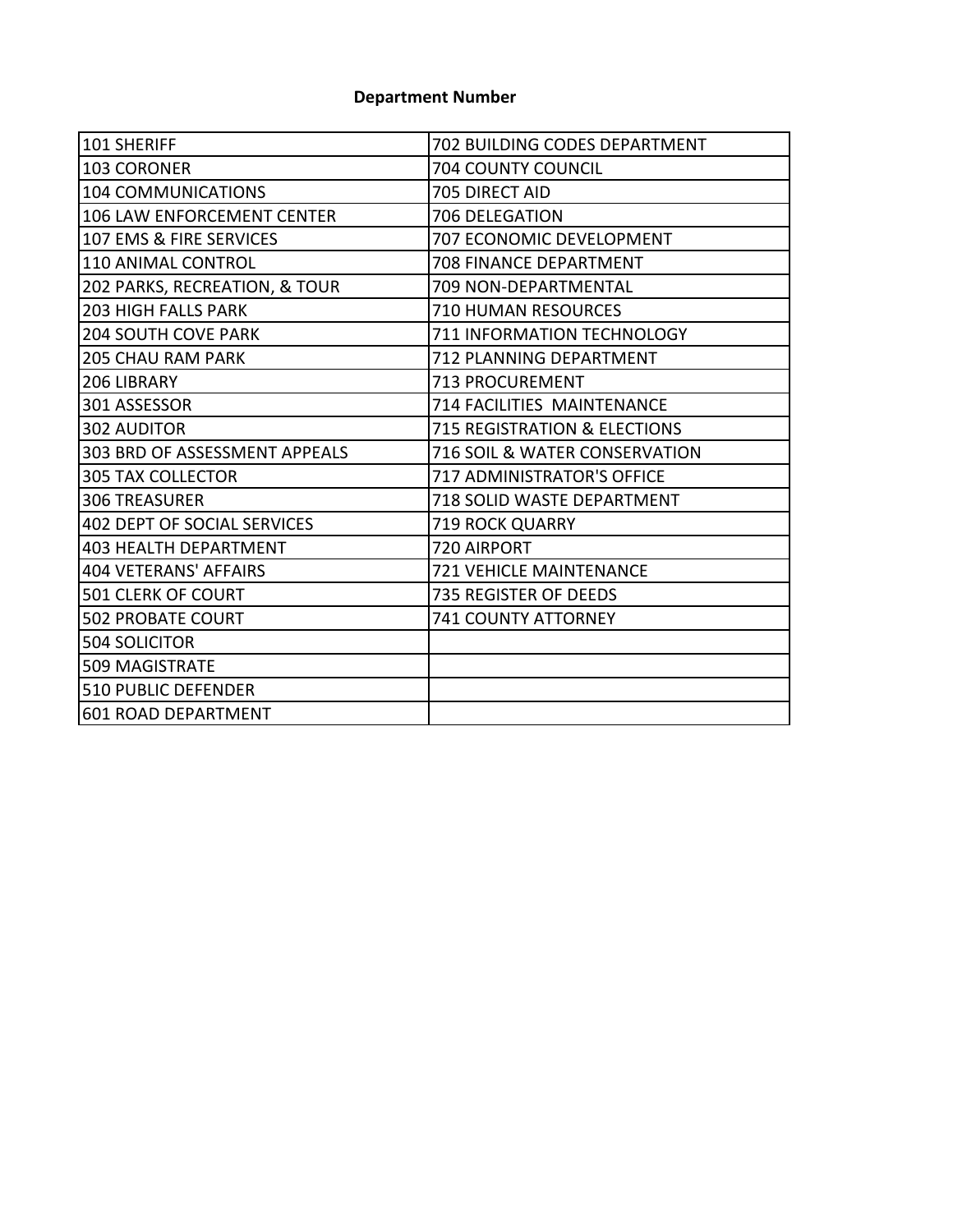**Department Number**

| | |
|---|---|
| 101 SHERIFF | 702 BUILDING CODES DEPARTMENT |
| 103 CORONER | 704 COUNTY COUNCIL |
| 104 COMMUNICATIONS | 705 DIRECT AID |
| 106 LAW ENFORCEMENT CENTER | 706 DELEGATION |
| 107 EMS & FIRE SERVICES | 707 ECONOMIC DEVELOPMENT |
| 110 ANIMAL CONTROL | 708 FINANCE DEPARTMENT |
| 202 PARKS, RECREATION, & TOUR | 709 NON-DEPARTMENTAL |
| 203 HIGH FALLS PARK | 710 HUMAN RESOURCES |
| 204 SOUTH COVE PARK | 711 INFORMATION TECHNOLOGY |
| 205 CHAU RAM PARK | 712 PLANNING DEPARTMENT |
| 206 LIBRARY | 713 PROCUREMENT |
| 301 ASSESSOR | 714 FACILITIES MAINTENANCE |
| 302 AUDITOR | 715 REGISTRATION & ELECTIONS |
| 303 BRD OF ASSESSMENT APPEALS | 716 SOIL & WATER CONSERVATION |
| 305 TAX COLLECTOR | 717 ADMINISTRATOR'S OFFICE |
| 306 TREASURER | 718 SOLID WASTE DEPARTMENT |
| 402 DEPT OF SOCIAL SERVICES | 719 ROCK QUARRY |
| 403 HEALTH DEPARTMENT | 720 AIRPORT |
| 404 VETERANS' AFFAIRS | 721 VEHICLE MAINTENANCE |
| 501 CLERK OF COURT | 735 REGISTER OF DEEDS |
| 502 PROBATE COURT | 741 COUNTY ATTORNEY |
| 504 SOLICITOR | |
| 509 MAGISTRATE | |
| 510 PUBLIC DEFENDER | |
| 601 ROAD DEPARTMENT | |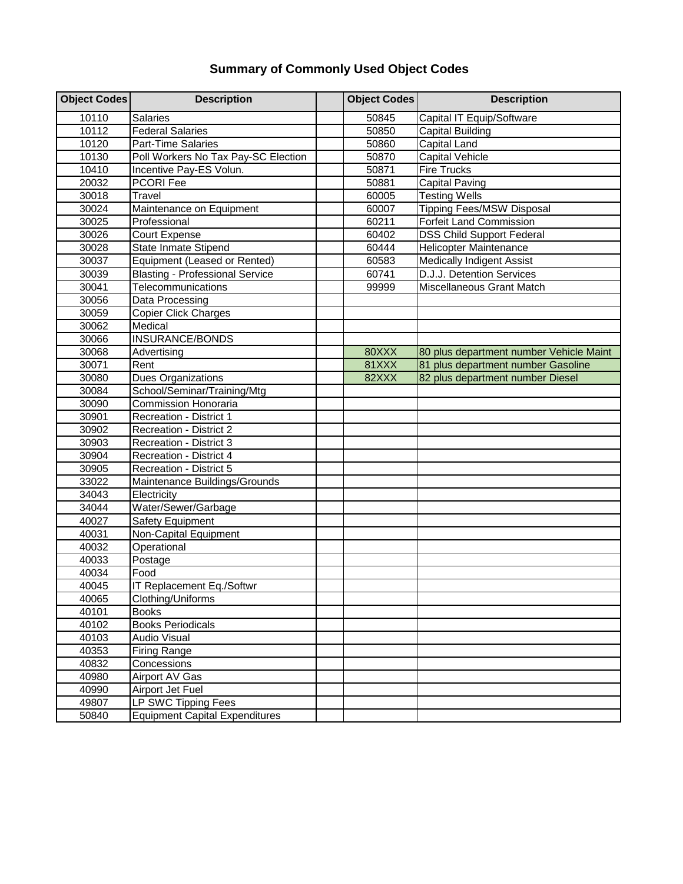# Summary of Commonly Used Object Codes

| Object Codes | Description | | Object Codes | Description |
|---|---|---|---|---|
| 10110 | Salaries | | 50845 | Capital IT Equip/Software |
| 10112 | Federal Salaries | | 50850 | Capital Building |
| 10120 | Part-Time Salaries | | 50860 | Capital Land |
| 10130 | Poll Workers No Tax Pay-SC Election | | 50870 | Capital Vehicle |
| 10410 | Incentive Pay-ES Volun. | | 50871 | Fire Trucks |
| 20032 | PCORI Fee | | 50881 | Capital Paving |
| 30018 | Travel | | 60005 | Testing Wells |
| 30024 | Maintenance on Equipment | | 60007 | Tipping Fees/MSW Disposal |
| 30025 | Professional | | 60211 | Forfeit Land Commission |
| 30026 | Court Expense | | 60402 | DSS Child Support Federal |
| 30028 | State Inmate Stipend | | 60444 | Helicopter Maintenance |
| 30037 | Equipment (Leased or Rented) | | 60583 | Medically Indigent Assist |
| 30039 | Blasting - Professional Service | | 60741 | D.J.J. Detention Services |
| 30041 | Telecommunications | | 99999 | Miscellaneous Grant Match |
| 30056 | Data Processing | | | |
| 30059 | Copier Click Charges | | | |
| 30062 | Medical | | | |
| 30066 | INSURANCE/BONDS | | | |
| 30068 | Advertising | | 80XXX | 80 plus department number Vehicle Maint |
| 30071 | Rent | | 81XXX | 81 plus department number Gasoline |
| 30080 | Dues Organizations | | 82XXX | 82 plus department number Diesel |
| 30084 | School/Seminar/Training/Mtg | | | |
| 30090 | Commission Honoraria | | | |
| 30901 | Recreation - District 1 | | | |
| 30902 | Recreation - District 2 | | | |
| 30903 | Recreation - District 3 | | | |
| 30904 | Recreation - District 4 | | | |
| 30905 | Recreation - District 5 | | | |
| 33022 | Maintenance Buildings/Grounds | | | |
| 34043 | Electricity | | | |
| 34044 | Water/Sewer/Garbage | | | |
| 40027 | Safety Equipment | | | |
| 40031 | Non-Capital Equipment | | | |
| 40032 | Operational | | | |
| 40033 | Postage | | | |
| 40034 | Food | | | |
| 40045 | IT Replacement Eq./Softwr | | | |
| 40065 | Clothing/Uniforms | | | |
| 40101 | Books | | | |
| 40102 | Books Periodicals | | | |
| 40103 | Audio Visual | | | |
| 40353 | Firing Range | | | |
| 40832 | Concessions | | | |
| 40980 | Airport AV Gas | | | |
| 40990 | Airport Jet Fuel | | | |
| 49807 | LP SWC Tipping Fees | | | |
| 50840 | Equipment Capital Expenditures | | | |